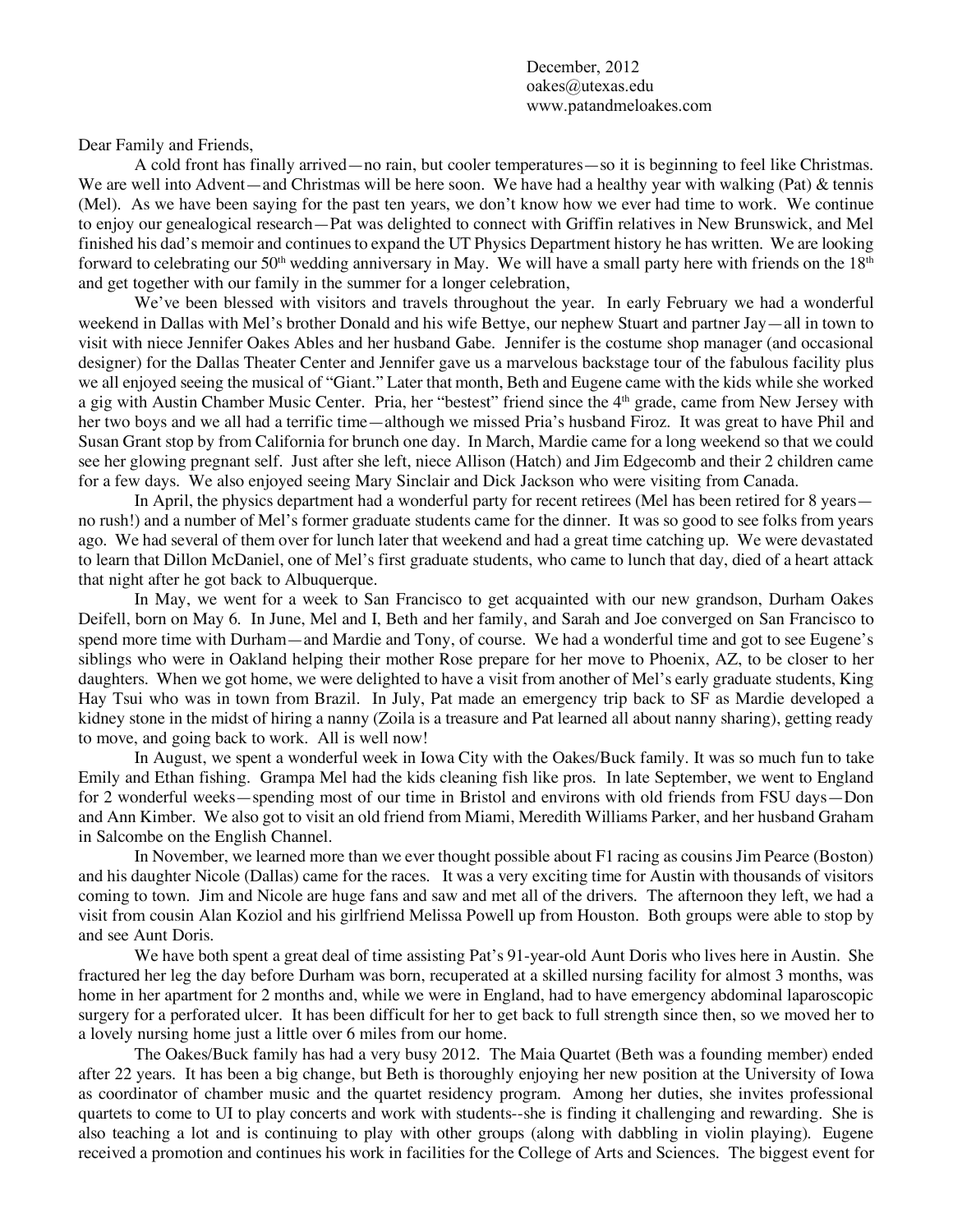December, 2012
oakes@utexas.edu
www.patandmeloakes.com

Dear Family and Friends,

A cold front has finally arrived—no rain, but cooler temperatures—so it is beginning to feel like Christmas. We are well into Advent—and Christmas will be here soon. We have had a healthy year with walking (Pat) & tennis (Mel). As we have been saying for the past ten years, we don't know how we ever had time to work. We continue to enjoy our genealogical research—Pat was delighted to connect with Griffin relatives in New Brunswick, and Mel finished his dad's memoir and continues to expand the UT Physics Department history he has written. We are looking forward to celebrating our 50th wedding anniversary in May. We will have a small party here with friends on the 18th and get together with our family in the summer for a longer celebration,

We've been blessed with visitors and travels throughout the year. In early February we had a wonderful weekend in Dallas with Mel's brother Donald and his wife Bettye, our nephew Stuart and partner Jay—all in town to visit with niece Jennifer Oakes Ables and her husband Gabe. Jennifer is the costume shop manager (and occasional designer) for the Dallas Theater Center and Jennifer gave us a marvelous backstage tour of the fabulous facility plus we all enjoyed seeing the musical of "Giant." Later that month, Beth and Eugene came with the kids while she worked a gig with Austin Chamber Music Center. Pria, her "bestest" friend since the 4th grade, came from New Jersey with her two boys and we all had a terrific time—although we missed Pria's husband Firoz. It was great to have Phil and Susan Grant stop by from California for brunch one day. In March, Mardie came for a long weekend so that we could see her glowing pregnant self. Just after she left, niece Allison (Hatch) and Jim Edgecomb and their 2 children came for a few days. We also enjoyed seeing Mary Sinclair and Dick Jackson who were visiting from Canada.

In April, the physics department had a wonderful party for recent retirees (Mel has been retired for 8 years—no rush!) and a number of Mel's former graduate students came for the dinner. It was so good to see folks from years ago. We had several of them over for lunch later that weekend and had a great time catching up. We were devastated to learn that Dillon McDaniel, one of Mel's first graduate students, who came to lunch that day, died of a heart attack that night after he got back to Albuquerque.

In May, we went for a week to San Francisco to get acquainted with our new grandson, Durham Oakes Deifell, born on May 6. In June, Mel and I, Beth and her family, and Sarah and Joe converged on San Francisco to spend more time with Durham—and Mardie and Tony, of course. We had a wonderful time and got to see Eugene's siblings who were in Oakland helping their mother Rose prepare for her move to Phoenix, AZ, to be closer to her daughters. When we got home, we were delighted to have a visit from another of Mel's early graduate students, King Hay Tsui who was in town from Brazil. In July, Pat made an emergency trip back to SF as Mardie developed a kidney stone in the midst of hiring a nanny (Zoila is a treasure and Pat learned all about nanny sharing), getting ready to move, and going back to work. All is well now!

In August, we spent a wonderful week in Iowa City with the Oakes/Buck family. It was so much fun to take Emily and Ethan fishing. Grampa Mel had the kids cleaning fish like pros. In late September, we went to England for 2 wonderful weeks—spending most of our time in Bristol and environs with old friends from FSU days—Don and Ann Kimber. We also got to visit an old friend from Miami, Meredith Williams Parker, and her husband Graham in Salcombe on the English Channel.

In November, we learned more than we ever thought possible about F1 racing as cousins Jim Pearce (Boston) and his daughter Nicole (Dallas) came for the races. It was a very exciting time for Austin with thousands of visitors coming to town. Jim and Nicole are huge fans and saw and met all of the drivers. The afternoon they left, we had a visit from cousin Alan Koziol and his girlfriend Melissa Powell up from Houston. Both groups were able to stop by and see Aunt Doris.

We have both spent a great deal of time assisting Pat's 91-year-old Aunt Doris who lives here in Austin. She fractured her leg the day before Durham was born, recuperated at a skilled nursing facility for almost 3 months, was home in her apartment for 2 months and, while we were in England, had to have emergency abdominal laparoscopic surgery for a perforated ulcer. It has been difficult for her to get back to full strength since then, so we moved her to a lovely nursing home just a little over 6 miles from our home.

The Oakes/Buck family has had a very busy 2012. The Maia Quartet (Beth was a founding member) ended after 22 years. It has been a big change, but Beth is thoroughly enjoying her new position at the University of Iowa as coordinator of chamber music and the quartet residency program. Among her duties, she invites professional quartets to come to UI to play concerts and work with students--she is finding it challenging and rewarding. She is also teaching a lot and is continuing to play with other groups (along with dabbling in violin playing). Eugene received a promotion and continues his work in facilities for the College of Arts and Sciences. The biggest event for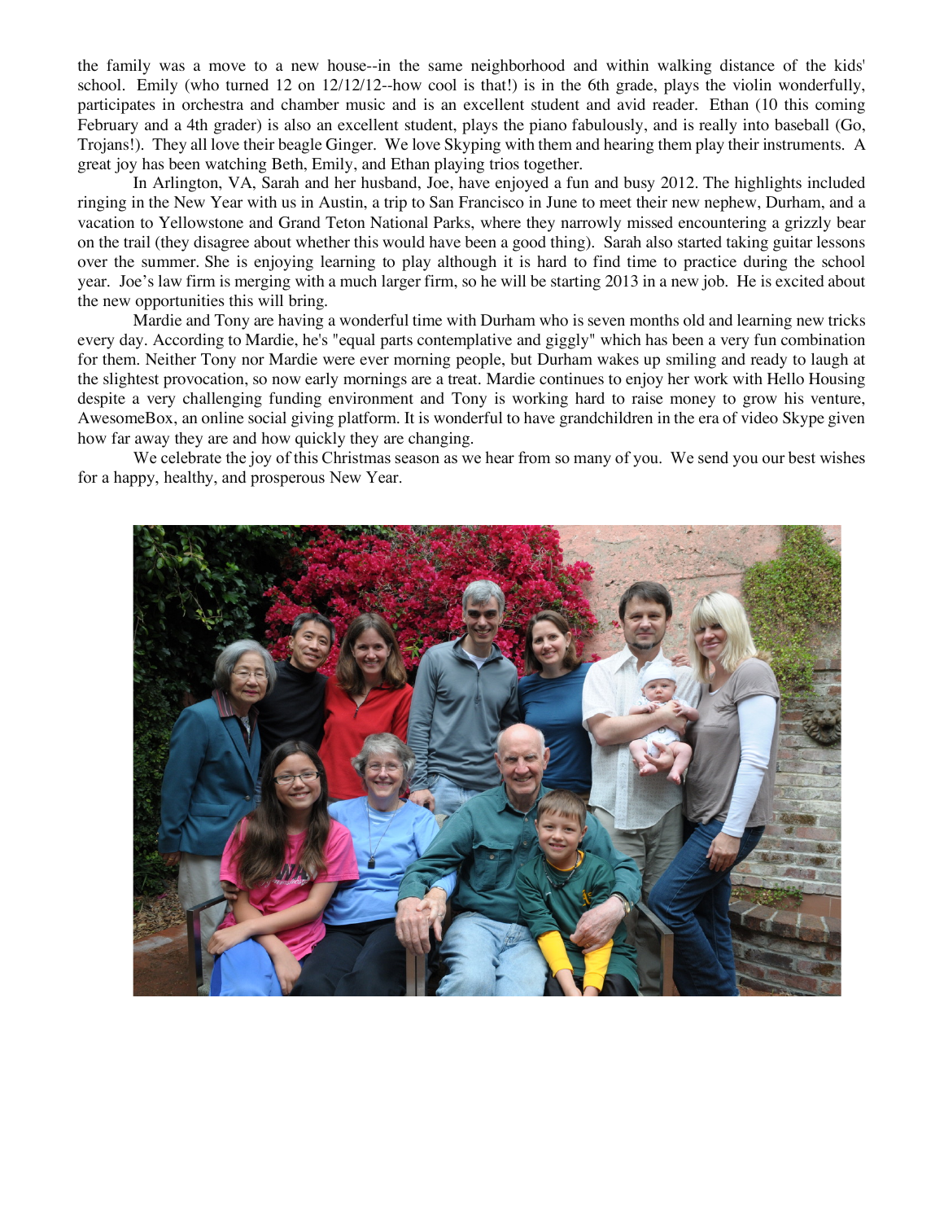the family was a move to a new house--in the same neighborhood and within walking distance of the kids' school. Emily (who turned 12 on 12/12/12--how cool is that!) is in the 6th grade, plays the violin wonderfully, participates in orchestra and chamber music and is an excellent student and avid reader. Ethan (10 this coming February and a 4th grader) is also an excellent student, plays the piano fabulously, and is really into baseball (Go, Trojans!). They all love their beagle Ginger. We love Skyping with them and hearing them play their instruments. A great joy has been watching Beth, Emily, and Ethan playing trios together.

In Arlington, VA, Sarah and her husband, Joe, have enjoyed a fun and busy 2012. The highlights included ringing in the New Year with us in Austin, a trip to San Francisco in June to meet their new nephew, Durham, and a vacation to Yellowstone and Grand Teton National Parks, where they narrowly missed encountering a grizzly bear on the trail (they disagree about whether this would have been a good thing). Sarah also started taking guitar lessons over the summer. She is enjoying learning to play although it is hard to find time to practice during the school year. Joe's law firm is merging with a much larger firm, so he will be starting 2013 in a new job. He is excited about the new opportunities this will bring.

Mardie and Tony are having a wonderful time with Durham who is seven months old and learning new tricks every day. According to Mardie, he's "equal parts contemplative and giggly" which has been a very fun combination for them. Neither Tony nor Mardie were ever morning people, but Durham wakes up smiling and ready to laugh at the slightest provocation, so now early mornings are a treat. Mardie continues to enjoy her work with Hello Housing despite a very challenging funding environment and Tony is working hard to raise money to grow his venture, AwesomeBox, an online social giving platform. It is wonderful to have grandchildren in the era of video Skype given how far away they are and how quickly they are changing.

We celebrate the joy of this Christmas season as we hear from so many of you. We send you our best wishes for a happy, healthy, and prosperous New Year.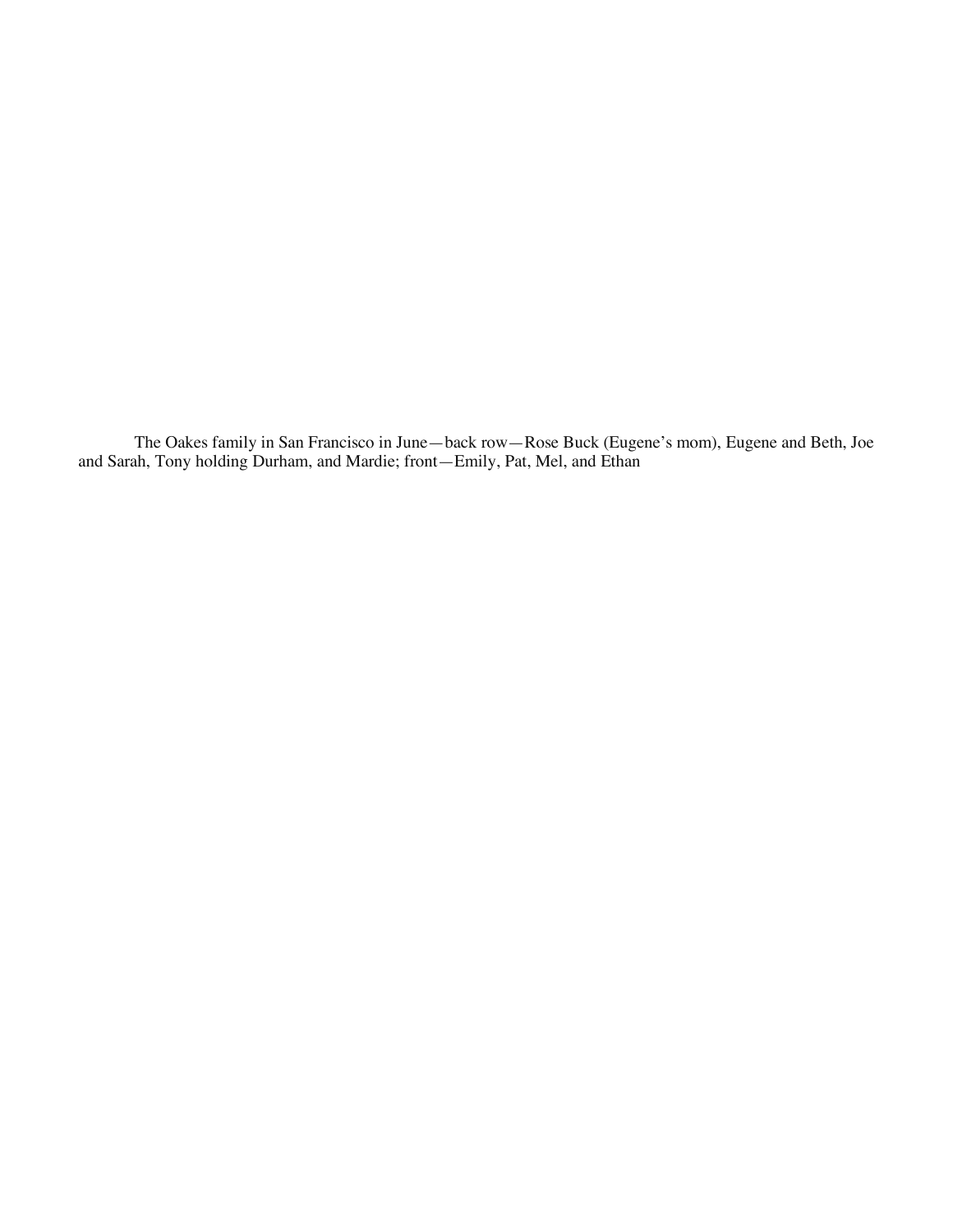The Oakes family in San Francisco in June—back row—Rose Buck (Eugene's mom), Eugene and Beth, Joe and Sarah, Tony holding Durham, and Mardie; front—Emily, Pat, Mel, and Ethan